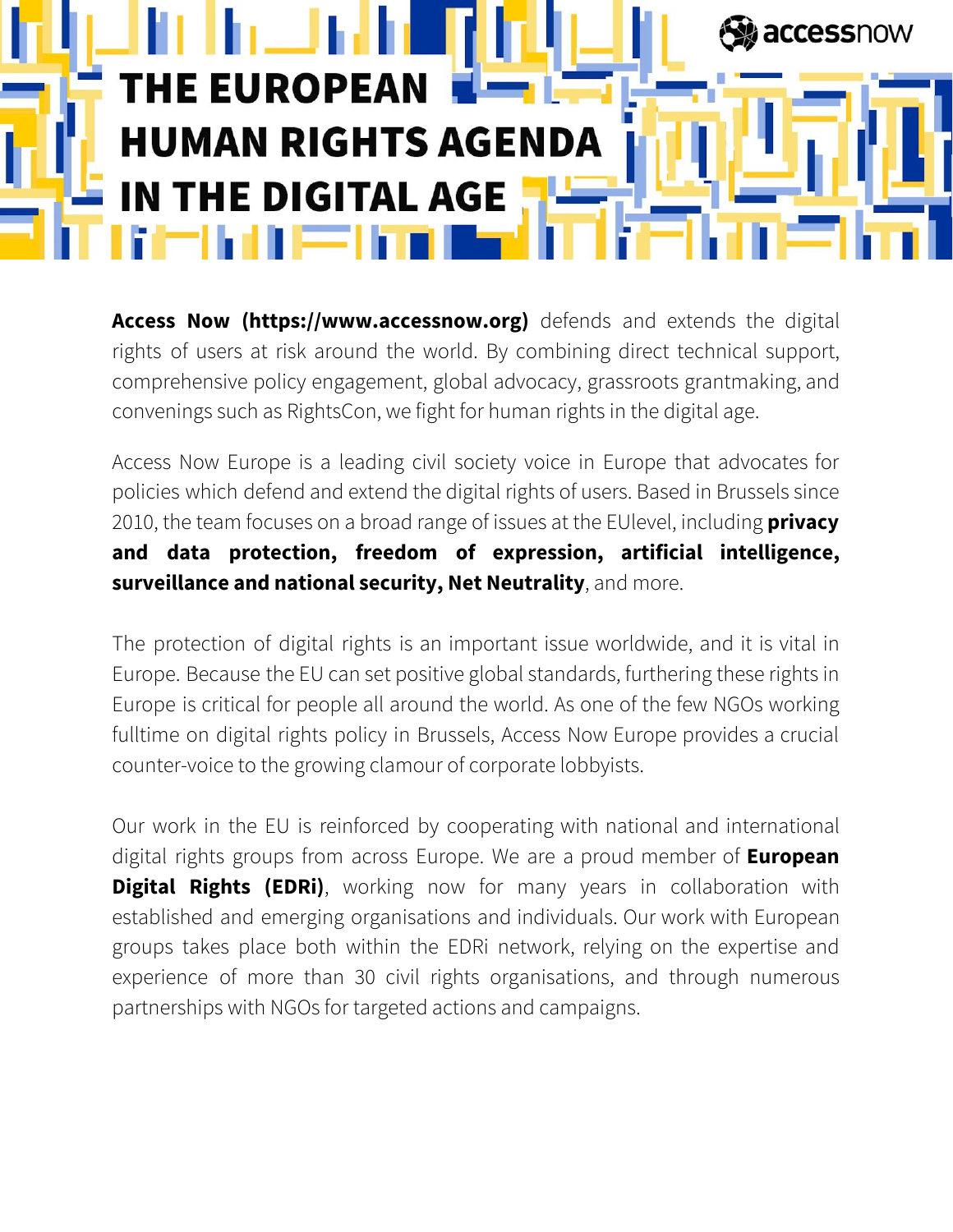# THE EUROPEAN HUMAN RIGHTS AGENDA IN THE DIGITAL AGE

accessnow

**Access Now (https://www.accessnow.org)** defends and extends the digital rights of users at risk around the world. By combining direct technical support, comprehensive policy engagement, global advocacy, grassroots grantmaking, and convenings such as RightsCon, we fight for human rights in the digital age.

Access Now Europe is a leading civil society voice in Europe that advocates for policies which defend and extend the digital rights of users. Based in Brussels since 2010, the team focuses on a broad range of issues at the EUlevel, including **privacy and data protection, freedom of expression, artificial intelligence, surveillance and national security, Net Neutrality**, and more.

The protection of digital rights is an important issue worldwide, and it is vital in Europe. Because the EU can set positive global standards, furthering these rights in Europe is critical for people all around the world. As one of the few NGOs working fulltime on digital rights policy in Brussels, Access Now Europe provides a crucial counter-voice to the growing clamour of corporate lobbyists.

Our work in the EU is reinforced by cooperating with national and international digital rights groups from across Europe. We are a proud member of **European Digital Rights (EDRi)**, working now for many years in collaboration with established and emerging organisations and individuals. Our work with European groups takes place both within the EDRi network, relying on the expertise and experience of more than 30 civil rights organisations, and through numerous partnerships with NGOs for targeted actions and campaigns.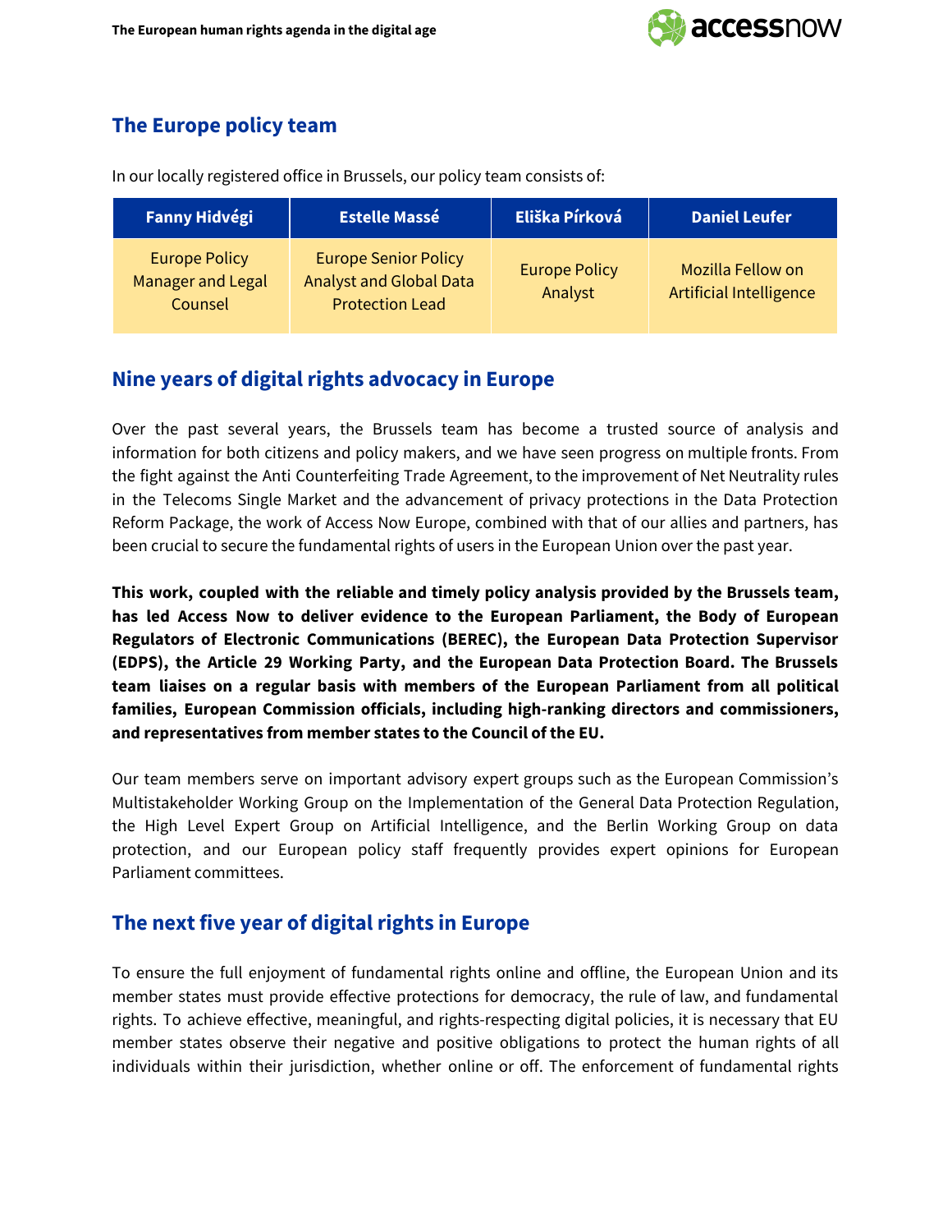## The Europe policy team

In our locally registered office in Brussels, our policy team consists of:

| Fanny Hidvégi | Estelle Massé | Eliška Pírková | Daniel Leufer |
|---|---|---|---|
| Europe Policy Manager and Legal Counsel | Europe Senior Policy Analyst and Global Data Protection Lead | Europe Policy Analyst | Mozilla Fellow on Artificial Intelligence |

## Nine years of digital rights advocacy in Europe

Over the past several years, the Brussels team has become a trusted source of analysis and information for both citizens and policy makers, and we have seen progress on multiple fronts. From the fight against the Anti Counterfeiting Trade Agreement, to the improvement of Net Neutrality rules in the Telecoms Single Market and the advancement of privacy protections in the Data Protection Reform Package, the work of Access Now Europe, combined with that of our allies and partners, has been crucial to secure the fundamental rights of users in the European Union over the past year.

**This work, coupled with the reliable and timely policy analysis provided by the Brussels team, has led Access Now to deliver evidence to the European Parliament, the Body of European Regulators of Electronic Communications (BEREC), the European Data Protection Supervisor (EDPS), the Article 29 Working Party, and the European Data Protection Board. The Brussels team liaises on a regular basis with members of the European Parliament from all political families, European Commission officials, including high-ranking directors and commissioners, and representatives from member states to the Council of the EU.**

Our team members serve on important advisory expert groups such as the European Commission's Multistakeholder Working Group on the Implementation of the General Data Protection Regulation, the High Level Expert Group on Artificial Intelligence, and the Berlin Working Group on data protection, and our European policy staff frequently provides expert opinions for European Parliament committees.

## The next five year of digital rights in Europe

To ensure the full enjoyment of fundamental rights online and offline, the European Union and its member states must provide effective protections for democracy, the rule of law, and fundamental rights. To achieve effective, meaningful, and rights-respecting digital policies, it is necessary that EU member states observe their negative and positive obligations to protect the human rights of all individuals within their jurisdiction, whether online or off. The enforcement of fundamental rights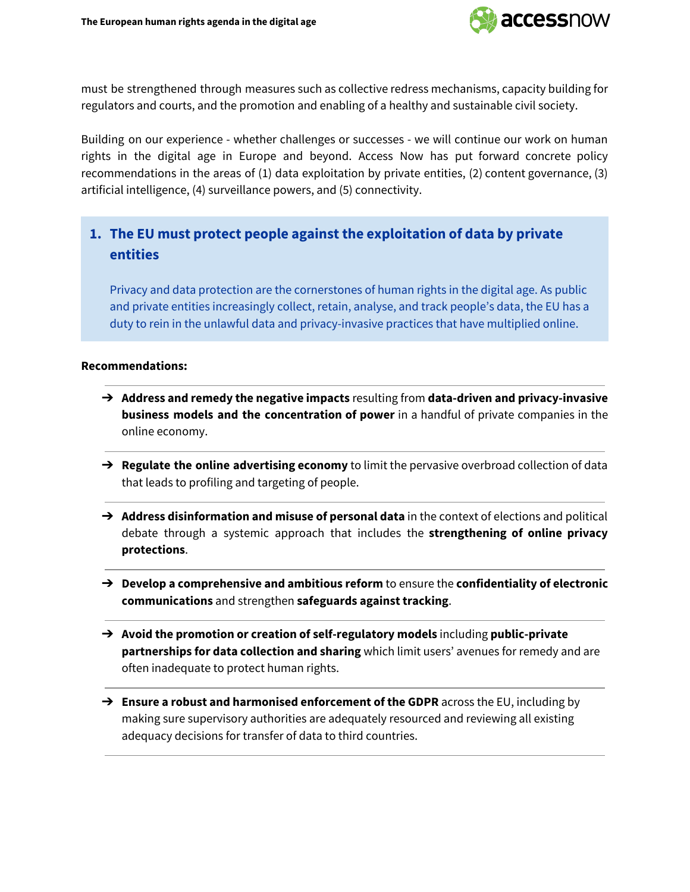must be strengthened through measures such as collective redress mechanisms, capacity building for regulators and courts, and the promotion and enabling of a healthy and sustainable civil society.

Building on our experience - whether challenges or successes - we will continue our work on human rights in the digital age in Europe and beyond. Access Now has put forward concrete policy recommendations in the areas of (1) data exploitation by private entities, (2) content governance, (3) artificial intelligence, (4) surveillance powers, and (5) connectivity.

## 1. The EU must protect people against the exploitation of data by private entities

Privacy and data protection are the cornerstones of human rights in the digital age. As public and private entities increasingly collect, retain, analyse, and track people's data, the EU has a duty to rein in the unlawful data and privacy-invasive practices that have multiplied online.

**Recommendations:**

- **Address and remedy the negative impacts** resulting from **data-driven and privacy-invasive business models and the concentration of power** in a handful of private companies in the online economy.
- **Regulate the online advertising economy** to limit the pervasive overbroad collection of data that leads to profiling and targeting of people.
- **Address disinformation and misuse of personal data** in the context of elections and political debate through a systemic approach that includes the **strengthening of online privacy protections**.
- **Develop a comprehensive and ambitious reform** to ensure the **confidentiality of electronic communications** and strengthen **safeguards against tracking**.
- **Avoid the promotion or creation of self-regulatory models** including **public-private partnerships for data collection and sharing** which limit users' avenues for remedy and are often inadequate to protect human rights.
- **Ensure a robust and harmonised enforcement of the GDPR** across the EU, including by making sure supervisory authorities are adequately resourced and reviewing all existing adequacy decisions for transfer of data to third countries.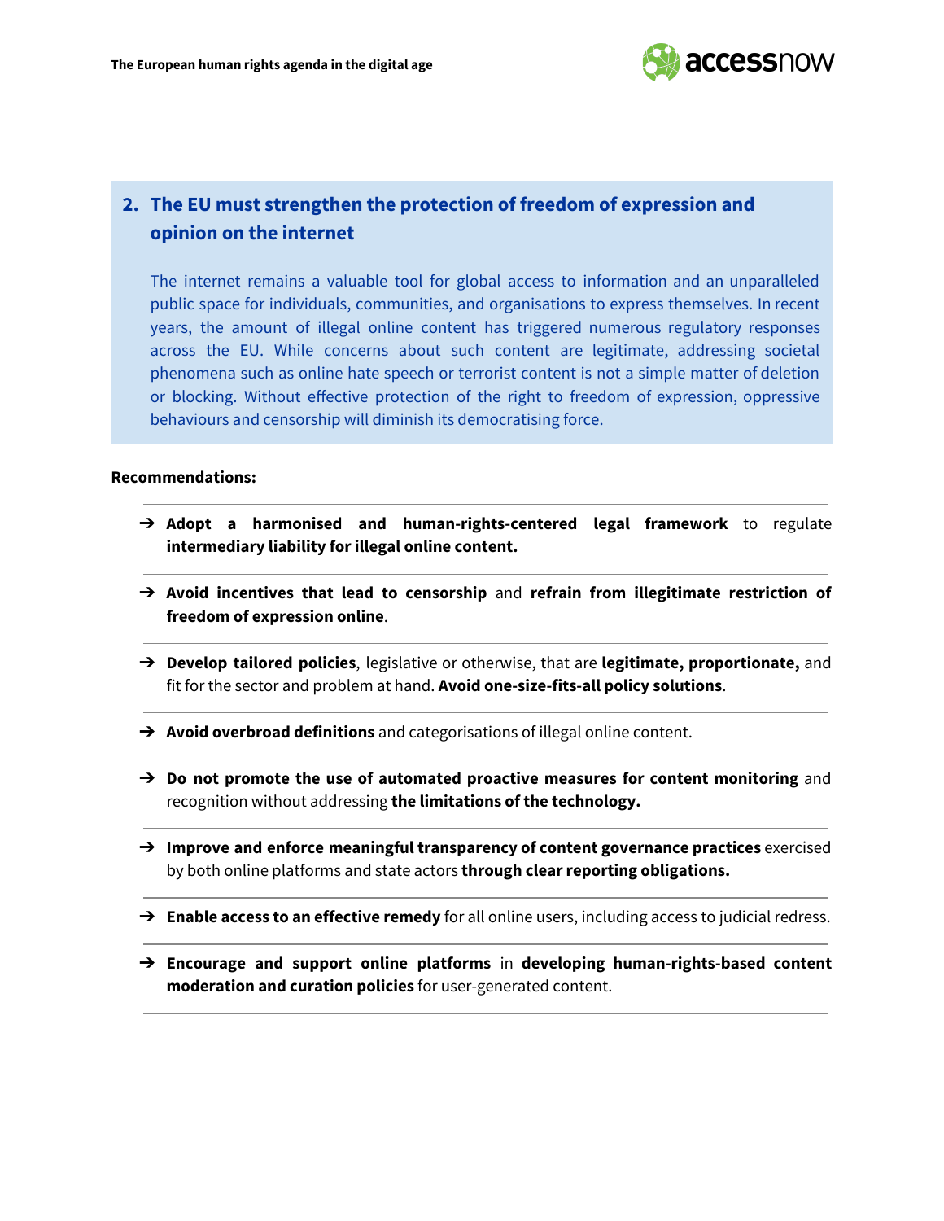## 2. The EU must strengthen the protection of freedom of expression and opinion on the internet

The internet remains a valuable tool for global access to information and an unparalleled public space for individuals, communities, and organisations to express themselves. In recent years, the amount of illegal online content has triggered numerous regulatory responses across the EU. While concerns about such content are legitimate, addressing societal phenomena such as online hate speech or terrorist content is not a simple matter of deletion or blocking. Without effective protection of the right to freedom of expression, oppressive behaviours and censorship will diminish its democratising force.

**Recommendations:**

- **Adopt a harmonised and human-rights-centered legal framework** to regulate **intermediary liability for illegal online content.**
- **Avoid incentives that lead to censorship** and **refrain from illegitimate restriction of freedom of expression online**.
- **Develop tailored policies**, legislative or otherwise, that are **legitimate, proportionate,** and fit for the sector and problem at hand. **Avoid one-size-fits-all policy solutions**.
- **Avoid overbroad definitions** and categorisations of illegal online content.
- **Do not promote the use of automated proactive measures for content monitoring** and recognition without addressing **the limitations of the technology.**
- **Improve and enforce meaningful transparency of content governance practices** exercised by both online platforms and state actors **through clear reporting obligations.**
- **Enable access to an effective remedy** for all online users, including access to judicial redress.
- **Encourage and support online platforms** in **developing human-rights-based content moderation and curation policies** for user-generated content.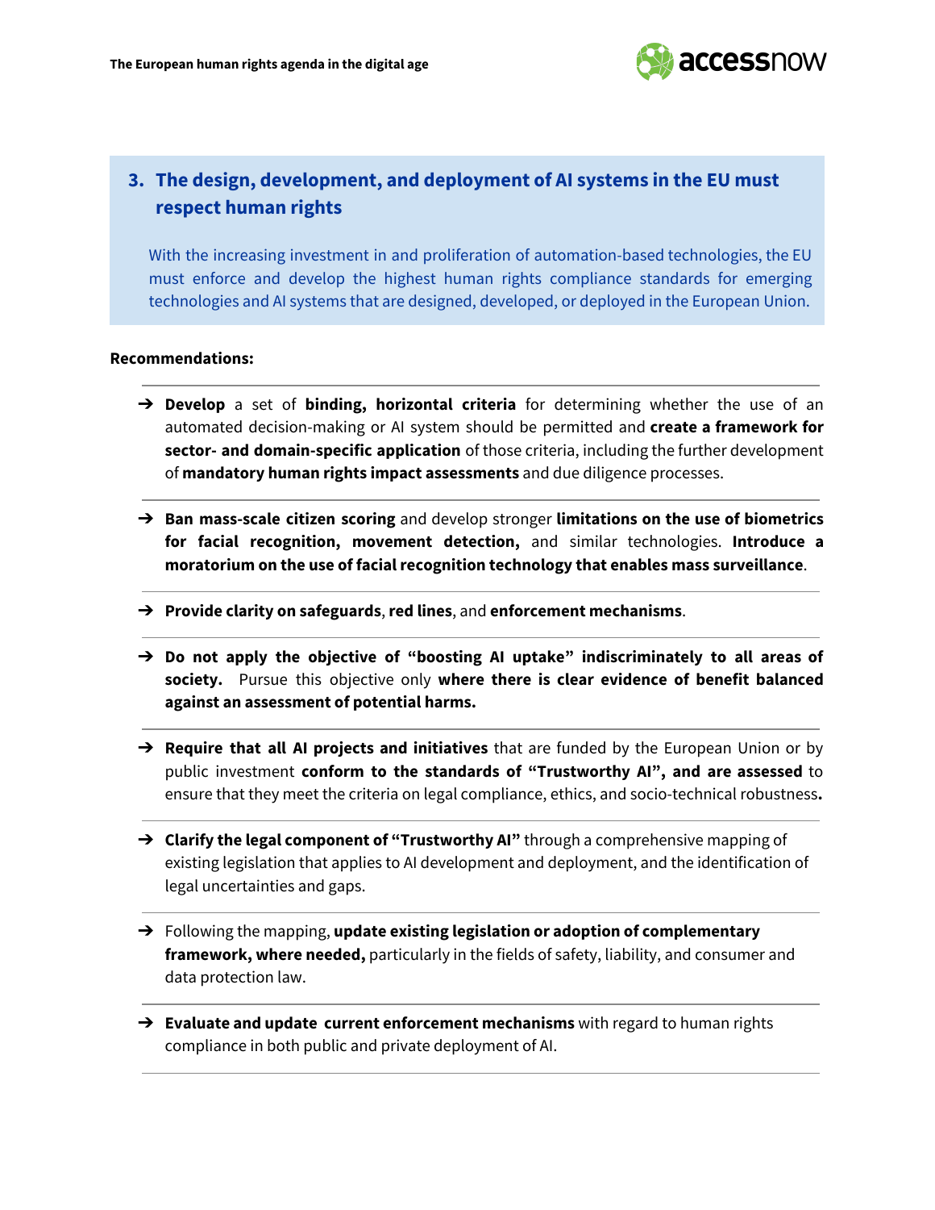## 3. The design, development, and deployment of AI systems in the EU must respect human rights

With the increasing investment in and proliferation of automation-based technologies, the EU must enforce and develop the highest human rights compliance standards for emerging technologies and AI systems that are designed, developed, or deployed in the European Union.

**Recommendations:**

- **Develop** a set of **binding, horizontal criteria** for determining whether the use of an automated decision-making or AI system should be permitted and **create a framework for sector- and domain-specific application** of those criteria, including the further development of **mandatory human rights impact assessments** and due diligence processes.
- **Ban mass-scale citizen scoring** and develop stronger **limitations on the use of biometrics for facial recognition, movement detection,** and similar technologies. **Introduce a moratorium on the use of facial recognition technology that enables mass surveillance**.
- **Provide clarity on safeguards**, **red lines**, and **enforcement mechanisms**.
- **Do not apply the objective of "boosting AI uptake" indiscriminately to all areas of society.** Pursue this objective only **where there is clear evidence of benefit balanced against an assessment of potential harms.**
- **Require that all AI projects and initiatives** that are funded by the European Union or by public investment **conform to the standards of "Trustworthy AI", and are assessed** to ensure that they meet the criteria on legal compliance, ethics, and socio-technical robustness**.**
- **Clarify the legal component of "Trustworthy AI"** through a comprehensive mapping of existing legislation that applies to AI development and deployment, and the identification of legal uncertainties and gaps.
- Following the mapping, **update existing legislation or adoption of complementary framework, where needed,** particularly in the fields of safety, liability, and consumer and data protection law.
- **Evaluate and update current enforcement mechanisms** with regard to human rights compliance in both public and private deployment of AI.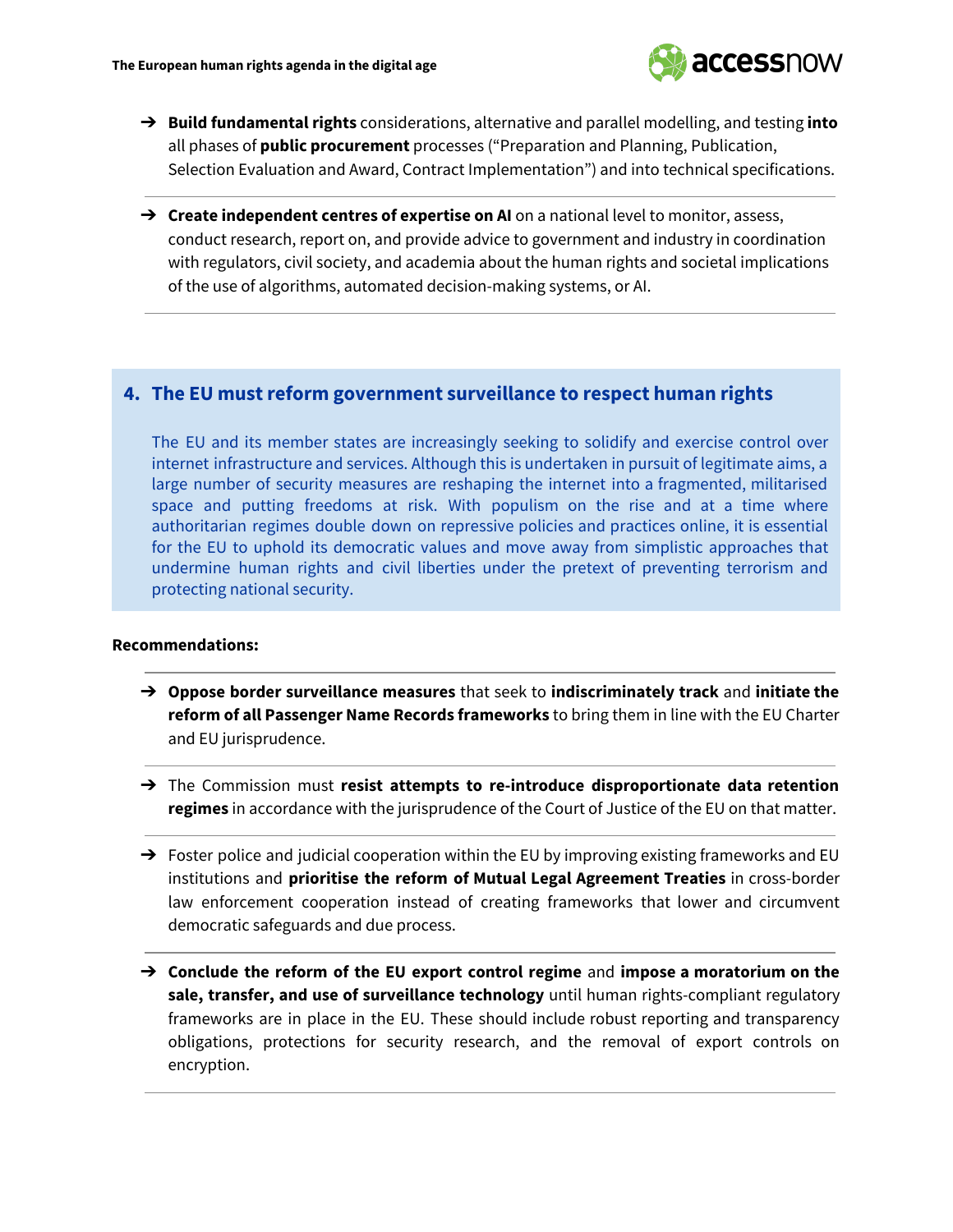- **Build fundamental rights** considerations, alternative and parallel modelling, and testing **into** all phases of **public procurement** processes ("Preparation and Planning, Publication, Selection Evaluation and Award, Contract Implementation") and into technical specifications.

- **Create independent centres of expertise on AI** on a national level to monitor, assess, conduct research, report on, and provide advice to government and industry in coordination with regulators, civil society, and academia about the human rights and societal implications of the use of algorithms, automated decision-making systems, or AI.

## 4. The EU must reform government surveillance to respect human rights

The EU and its member states are increasingly seeking to solidify and exercise control over internet infrastructure and services. Although this is undertaken in pursuit of legitimate aims, a large number of security measures are reshaping the internet into a fragmented, militarised space and putting freedoms at risk. With populism on the rise and at a time where authoritarian regimes double down on repressive policies and practices online, it is essential for the EU to uphold its democratic values and move away from simplistic approaches that undermine human rights and civil liberties under the pretext of preventing terrorism and protecting national security.

**Recommendations:**

- **Oppose border surveillance measures** that seek to **indiscriminately track** and **initiate the reform of all Passenger Name Records frameworks** to bring them in line with the EU Charter and EU jurisprudence.

- The Commission must **resist attempts to re-introduce disproportionate data retention regimes** in accordance with the jurisprudence of the Court of Justice of the EU on that matter.

- Foster police and judicial cooperation within the EU by improving existing frameworks and EU institutions and **prioritise the reform of Mutual Legal Agreement Treaties** in cross-border law enforcement cooperation instead of creating frameworks that lower and circumvent democratic safeguards and due process.

- **Conclude the reform of the EU export control regime** and **impose a moratorium on the sale, transfer, and use of surveillance technology** until human rights-compliant regulatory frameworks are in place in the EU. These should include robust reporting and transparency obligations, protections for security research, and the removal of export controls on encryption.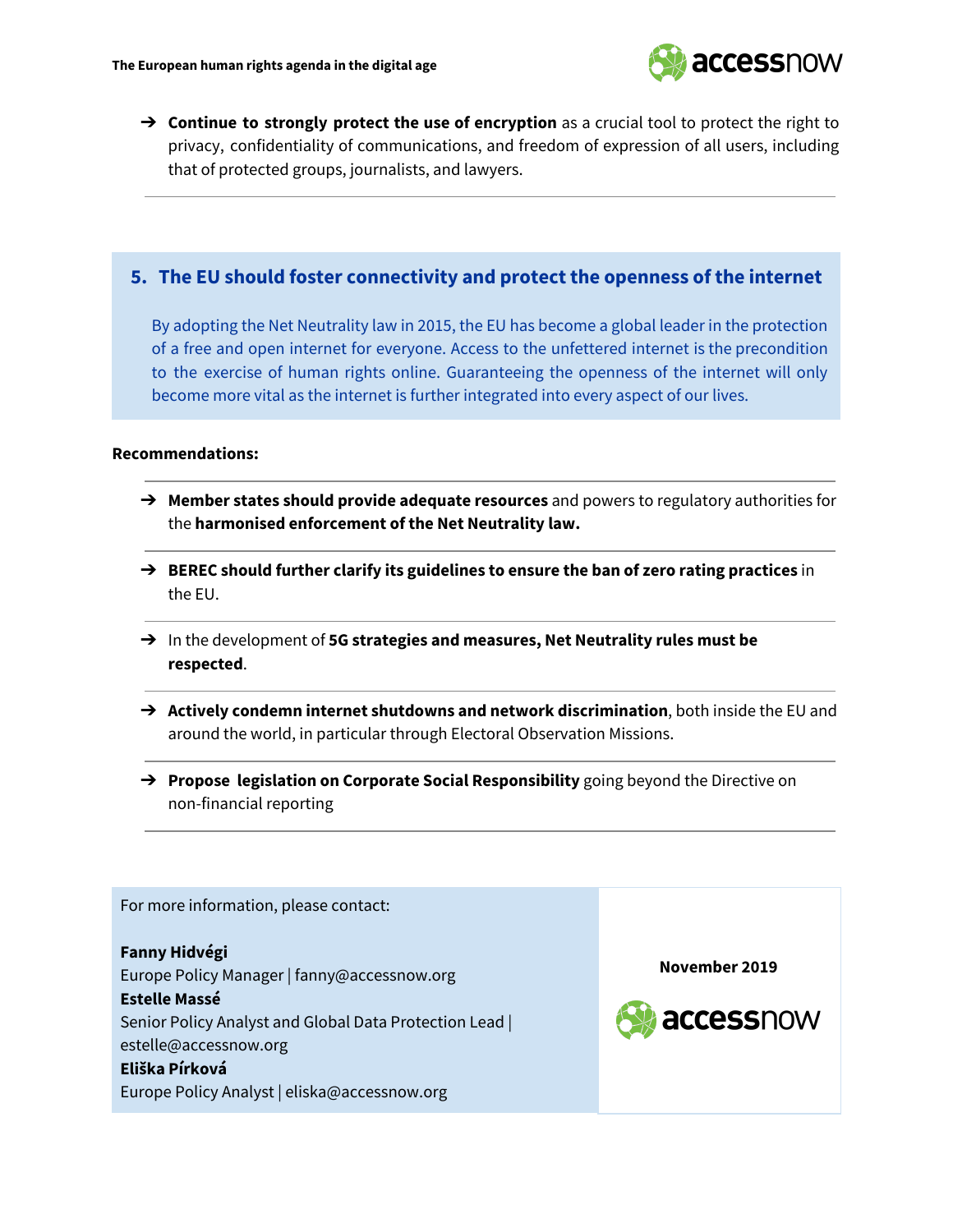- **Continue to strongly protect the use of encryption** as a crucial tool to protect the right to privacy, confidentiality of communications, and freedom of expression of all users, including that of protected groups, journalists, and lawyers.

## 5. The EU should foster connectivity and protect the openness of the internet

By adopting the Net Neutrality law in 2015, the EU has become a global leader in the protection of a free and open internet for everyone. Access to the unfettered internet is the precondition to the exercise of human rights online. Guaranteeing the openness of the internet will only become more vital as the internet is further integrated into every aspect of our lives.

**Recommendations:**

- **Member states should provide adequate resources** and powers to regulatory authorities for the **harmonised enforcement of the Net Neutrality law.**
- **BEREC should further clarify its guidelines to ensure the ban of zero rating practices** in the EU.
- In the development of **5G strategies and measures, Net Neutrality rules must be respected**.
- **Actively condemn internet shutdowns and network discrimination**, both inside the EU and around the world, in particular through Electoral Observation Missions.
- **Propose legislation on Corporate Social Responsibility** going beyond the Directive on non-financial reporting

For more information, please contact:

**Fanny Hidvégi**
Europe Policy Manager | fanny@accessnow.org
**Estelle Massé**
Senior Policy Analyst and Global Data Protection Lead | estelle@accessnow.org
**Eliška Pírková**
Europe Policy Analyst | eliska@accessnow.org

**November 2019**

accessnow